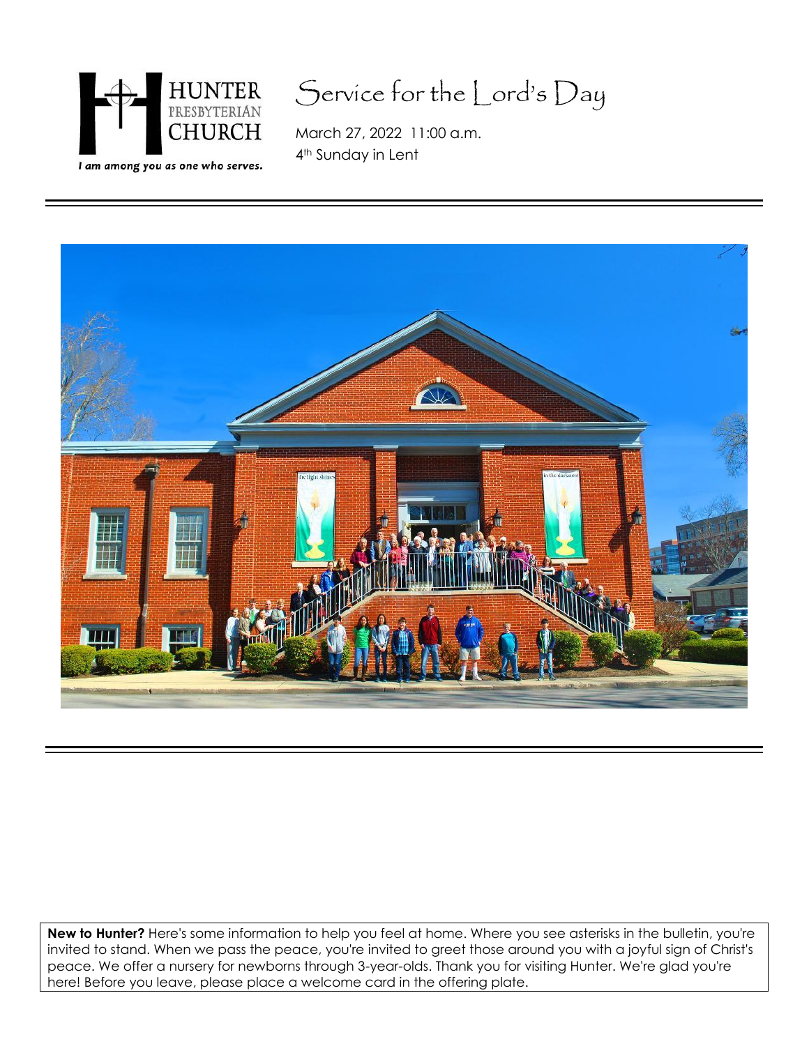HUNTER PRESBYTERIAN CHURCH

*I am among you as one who serves.*

# Service for the Lord's Day

March 27, 2022 11:00 a.m.

4th Sunday in Lent

**New to Hunter?** Here's some information to help you feel at home. Where you see asterisks in the bulletin, you're invited to stand. When we pass the peace, you're invited to greet those around you with a joyful sign of Christ's peace. We offer a nursery for newborns through 3-year-olds. Thank you for visiting Hunter. We're glad you're here! Before you leave, please place a welcome card in the offering plate.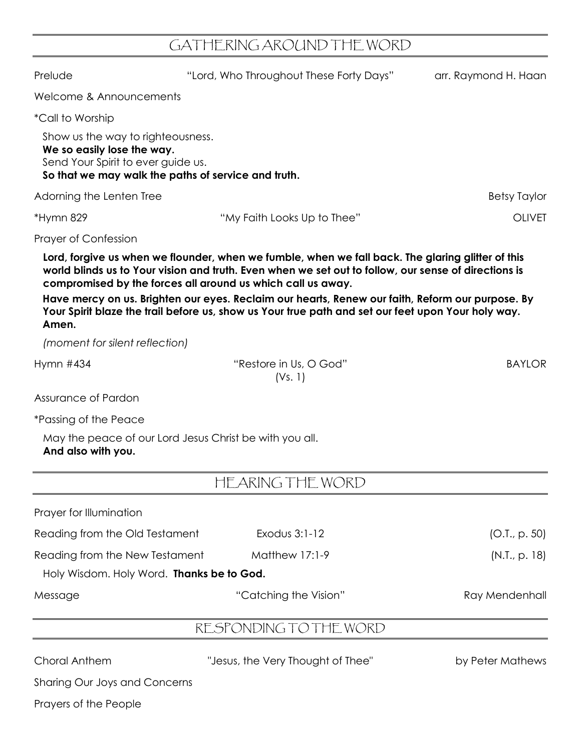## GATHERING AROUND THE WORD

Prelude — "Lord, Who Throughout These Forty Days" — arr. Raymond H. Haan

Welcome & Announcements

*Call to Worship

Show us the way to righteousness.
**We so easily lose the way.**
Send Your Spirit to ever guide us.
**So that we may walk the paths of service and truth.**

Adorning the Lenten Tree — Betsy Taylor

*Hymn 829 — "My Faith Looks Up to Thee" — OLIVET

Prayer of Confession

**Lord, forgive us when we flounder, when we fumble, when we fall back. The glaring glitter of this world blinds us to Your vision and truth. Even when we set out to follow, our sense of directions is compromised by the forces all around us which call us away.**

**Have mercy on us. Brighten our eyes. Reclaim our hearts, Renew our faith, Reform our purpose. By Your Spirit blaze the trail before us, show us Your true path and set our feet upon Your holy way. Amen.**

*(moment for silent reflection)*

Hymn #434 — "Restore in Us, O God" (Vs. 1) — BAYLOR

Assurance of Pardon

*Passing of the Peace

May the peace of our Lord Jesus Christ be with you all.
**And also with you.**

## HEARING THE WORD

Prayer for Illumination

Reading from the Old Testament — Exodus 3:1-12 — (O.T., p. 50)

Reading from the New Testament — Matthew 17:1-9 — (N.T., p. 18)

Holy Wisdom. Holy Word. **Thanks be to God.**

Message — "Catching the Vision" — Ray Mendenhall

## RESPONDING TO THE WORD

Choral Anthem — "Jesus, the Very Thought of Thee" — by Peter Mathews

Sharing Our Joys and Concerns

Prayers of the People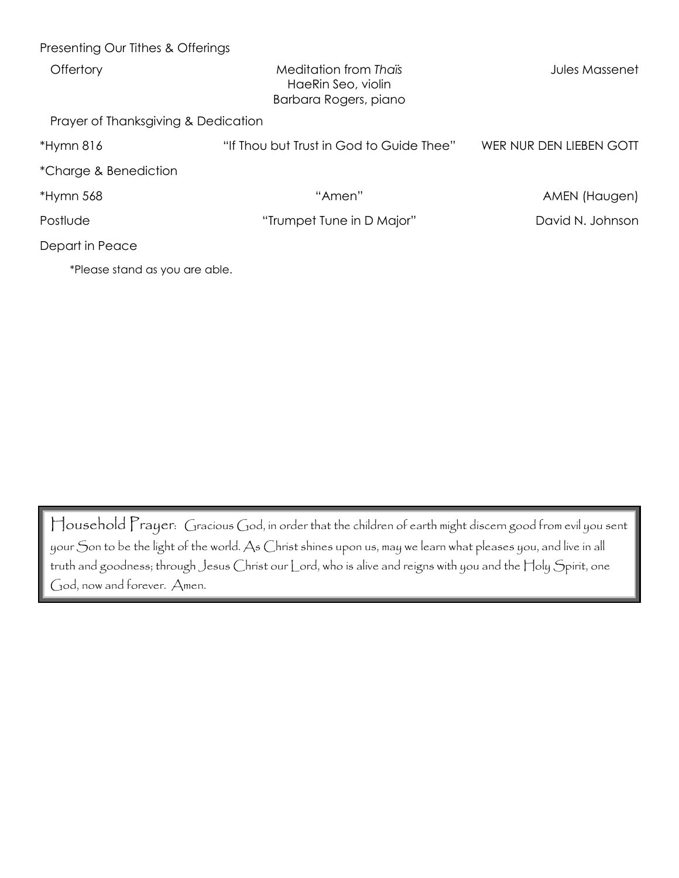Presenting Our Tithes & Offerings

| | | |
|---|---|---|
| Offertory | Meditation from *Thaïs*<br>HaeRin Seo, violin<br>Barbara Rogers, piano | Jules Massenet |
| Prayer of Thanksgiving & Dedication | | |
| *Hymn 816 | "If Thou but Trust in God to Guide Thee" | WER NUR DEN LIEBEN GOTT |
| *Charge & Benediction | | |
| *Hymn 568 | "Amen" | AMEN (Haugen) |
| Postlude | "Trumpet Tune in D Major" | David N. Johnson |
| Depart in Peace | | |

*Please stand as you are able.

Household Prayer: Gracious God, in order that the children of earth might discern good from evil you sent your Son to be the light of the world. As Christ shines upon us, may we learn what pleases you, and live in all truth and goodness; through Jesus Christ our Lord, who is alive and reigns with you and the Holy Spirit, one God, now and forever. Amen.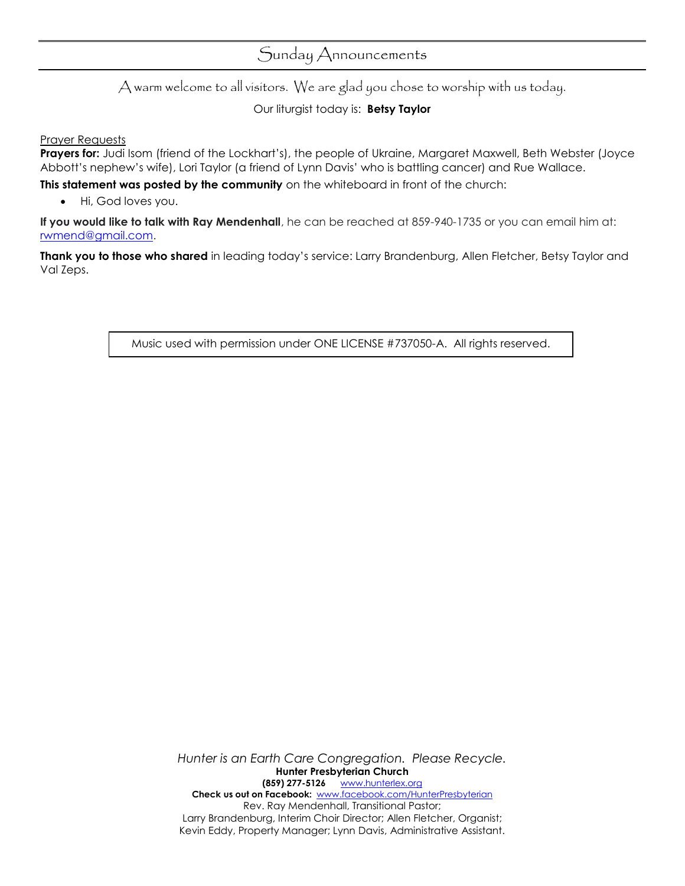# Sunday Announcements

A warm welcome to all visitors. We are glad you chose to worship with us today.

Our liturgist today is: **Betsy Taylor**

Prayer Requests

**Prayers for:** Judi Isom (friend of the Lockhart's), the people of Ukraine, Margaret Maxwell, Beth Webster (Joyce Abbott's nephew's wife), Lori Taylor (a friend of Lynn Davis' who is battling cancer) and Rue Wallace.

**This statement was posted by the community** on the whiteboard in front of the church:

- Hi, God loves you.

**If you would like to talk with Ray Mendenhall**, he can be reached at 859-940-1735 or you can email him at: rwmend@gmail.com.

**Thank you to those who shared** in leading today's service: Larry Brandenburg, Allen Fletcher, Betsy Taylor and Val Zeps.

Music used with permission under ONE LICENSE #737050-A. All rights reserved.

*Hunter is an Earth Care Congregation. Please Recycle.*

**Hunter Presbyterian Church**

**(859) 277-5126** www.hunterlex.org

**Check us out on Facebook:** www.facebook.com/HunterPresbyterian

Rev. Ray Mendenhall, Transitional Pastor;

Larry Brandenburg, Interim Choir Director; Allen Fletcher, Organist;

Kevin Eddy, Property Manager; Lynn Davis, Administrative Assistant.